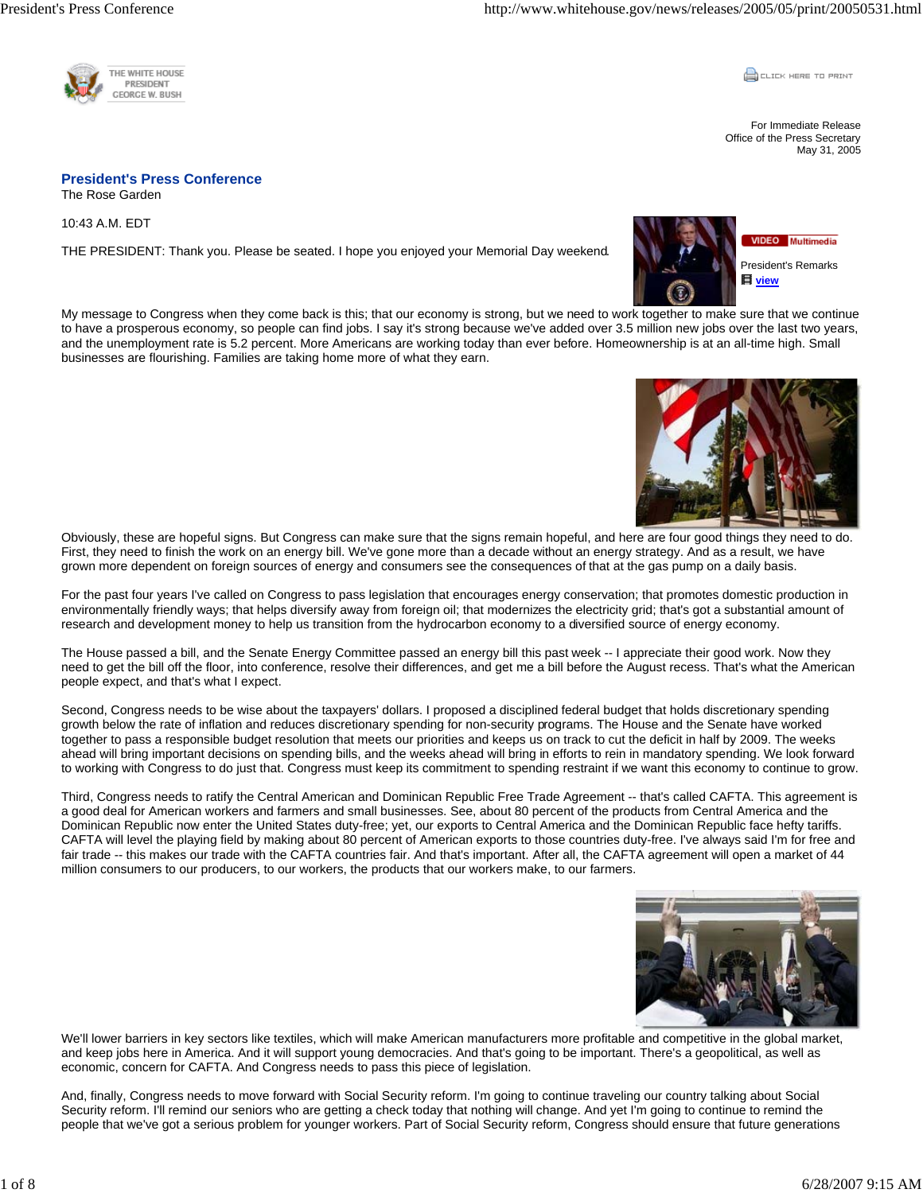THE WHITE HOUSE
PRESIDENT
GEORGE W. BUSH

CLICK HERE TO PRINT

For Immediate Release
Office of the Press Secretary
May 31, 2005

## President's Press Conference

The Rose Garden

10:43 A.M. EDT

VIDEO Multimedia

President's Remarks
view

THE PRESIDENT: Thank you. Please be seated. I hope you enjoyed your Memorial Day weekend.

My message to Congress when they come back is this; that our economy is strong, but we need to work together to make sure that we continue to have a prosperous economy, so people can find jobs. I say it's strong because we've added over 3.5 million new jobs over the last two years, and the unemployment rate is 5.2 percent. More Americans are working today than ever before. Homeownership is at an all-time high. Small businesses are flourishing. Families are taking home more of what they earn.

Obviously, these are hopeful signs. But Congress can make sure that the signs remain hopeful, and here are four good things they need to do. First, they need to finish the work on an energy bill. We've gone more than a decade without an energy strategy. And as a result, we have grown more dependent on foreign sources of energy and consumers see the consequences of that at the gas pump on a daily basis.

For the past four years I've called on Congress to pass legislation that encourages energy conservation; that promotes domestic production in environmentally friendly ways; that helps diversify away from foreign oil; that modernizes the electricity grid; that's got a substantial amount of research and development money to help us transition from the hydrocarbon economy to a diversified source of energy economy.

The House passed a bill, and the Senate Energy Committee passed an energy bill this past week -- I appreciate their good work. Now they need to get the bill off the floor, into conference, resolve their differences, and get me a bill before the August recess. That's what the American people expect, and that's what I expect.

Second, Congress needs to be wise about the taxpayers' dollars. I proposed a disciplined federal budget that holds discretionary spending growth below the rate of inflation and reduces discretionary spending for non-security programs. The House and the Senate have worked together to pass a responsible budget resolution that meets our priorities and keeps us on track to cut the deficit in half by 2009. The weeks ahead will bring important decisions on spending bills, and the weeks ahead will bring in efforts to rein in mandatory spending. We look forward to working with Congress to do just that. Congress must keep its commitment to spending restraint if we want this economy to continue to grow.

Third, Congress needs to ratify the Central American and Dominican Republic Free Trade Agreement -- that's called CAFTA. This agreement is a good deal for American workers and farmers and small businesses. See, about 80 percent of the products from Central America and the Dominican Republic now enter the United States duty-free; yet, our exports to Central America and the Dominican Republic face hefty tariffs. CAFTA will level the playing field by making about 80 percent of American exports to those countries duty-free. I've always said I'm for free and fair trade -- this makes our trade with the CAFTA countries fair. And that's important. After all, the CAFTA agreement will open a market of 44 million consumers to our producers, to our workers, the products that our workers make, to our farmers.

We'll lower barriers in key sectors like textiles, which will make American manufacturers more profitable and competitive in the global market, and keep jobs here in America. And it will support young democracies. And that's going to be important. There's a geopolitical, as well as economic, concern for CAFTA. And Congress needs to pass this piece of legislation.

And, finally, Congress needs to move forward with Social Security reform. I'm going to continue traveling our country talking about Social Security reform. I'll remind our seniors who are getting a check today that nothing will change. And yet I'm going to continue to remind the people that we've got a serious problem for younger workers. Part of Social Security reform, Congress should ensure that future generations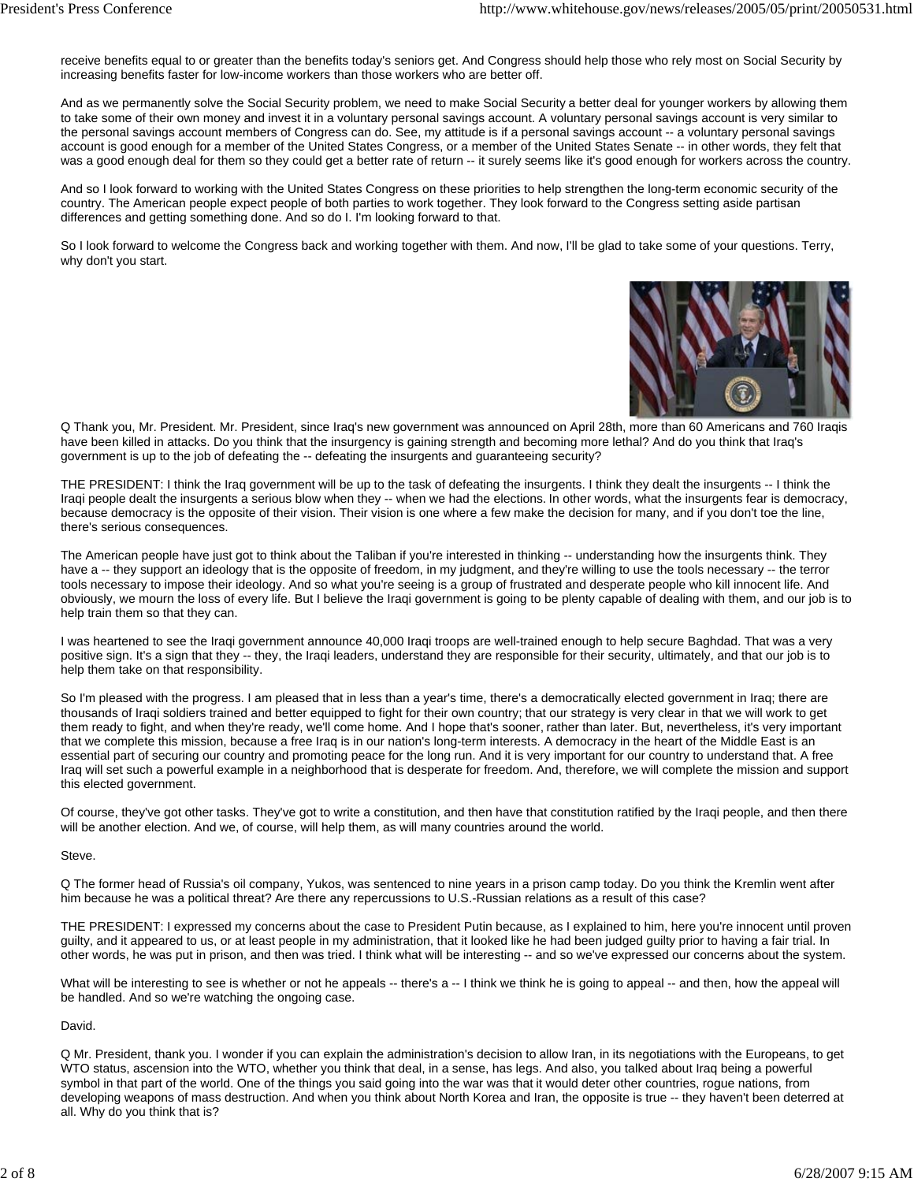receive benefits equal to or greater than the benefits today's seniors get. And Congress should help those who rely most on Social Security by increasing benefits faster for low-income workers than those workers who are better off.

And as we permanently solve the Social Security problem, we need to make Social Security a better deal for younger workers by allowing them to take some of their own money and invest it in a voluntary personal savings account. A voluntary personal savings account is very similar to the personal savings account members of Congress can do. See, my attitude is if a personal savings account -- a voluntary personal savings account is good enough for a member of the United States Congress, or a member of the United States Senate -- in other words, they felt that was a good enough deal for them so they could get a better rate of return -- it surely seems like it's good enough for workers across the country.

And so I look forward to working with the United States Congress on these priorities to help strengthen the long-term economic security of the country. The American people expect people of both parties to work together. They look forward to the Congress setting aside partisan differences and getting something done. And so do I. I'm looking forward to that.

So I look forward to welcome the Congress back and working together with them. And now, I'll be glad to take some of your questions. Terry, why don't you start.

Q Thank you, Mr. President. Mr. President, since Iraq's new government was announced on April 28th, more than 60 Americans and 760 Iraqis have been killed in attacks. Do you think that the insurgency is gaining strength and becoming more lethal? And do you think that Iraq's government is up to the job of defeating the -- defeating the insurgents and guaranteeing security?

THE PRESIDENT: I think the Iraq government will be up to the task of defeating the insurgents. I think they dealt the insurgents -- I think the Iraqi people dealt the insurgents a serious blow when they -- when we had the elections. In other words, what the insurgents fear is democracy, because democracy is the opposite of their vision. Their vision is one where a few make the decision for many, and if you don't toe the line, there's serious consequences.

The American people have just got to think about the Taliban if you're interested in thinking -- understanding how the insurgents think. They have a -- they support an ideology that is the opposite of freedom, in my judgment, and they're willing to use the tools necessary -- the terror tools necessary to impose their ideology. And so what you're seeing is a group of frustrated and desperate people who kill innocent life. And obviously, we mourn the loss of every life. But I believe the Iraqi government is going to be plenty capable of dealing with them, and our job is to help train them so that they can.

I was heartened to see the Iraqi government announce 40,000 Iraqi troops are well-trained enough to help secure Baghdad. That was a very positive sign. It's a sign that they -- they, the Iraqi leaders, understand they are responsible for their security, ultimately, and that our job is to help them take on that responsibility.

So I'm pleased with the progress. I am pleased that in less than a year's time, there's a democratically elected government in Iraq; there are thousands of Iraqi soldiers trained and better equipped to fight for their own country; that our strategy is very clear in that we will work to get them ready to fight, and when they're ready, we'll come home. And I hope that's sooner, rather than later. But, nevertheless, it's very important that we complete this mission, because a free Iraq is in our nation's long-term interests. A democracy in the heart of the Middle East is an essential part of securing our country and promoting peace for the long run. And it is very important for our country to understand that. A free Iraq will set such a powerful example in a neighborhood that is desperate for freedom. And, therefore, we will complete the mission and support this elected government.

Of course, they've got other tasks. They've got to write a constitution, and then have that constitution ratified by the Iraqi people, and then there will be another election. And we, of course, will help them, as will many countries around the world.

Steve.

Q The former head of Russia's oil company, Yukos, was sentenced to nine years in a prison camp today. Do you think the Kremlin went after him because he was a political threat? Are there any repercussions to U.S.-Russian relations as a result of this case?

THE PRESIDENT: I expressed my concerns about the case to President Putin because, as I explained to him, here you're innocent until proven guilty, and it appeared to us, or at least people in my administration, that it looked like he had been judged guilty prior to having a fair trial. In other words, he was put in prison, and then was tried. I think what will be interesting -- and so we've expressed our concerns about the system.

What will be interesting to see is whether or not he appeals -- there's a -- I think we think he is going to appeal -- and then, how the appeal will be handled. And so we're watching the ongoing case.

David.

Q Mr. President, thank you. I wonder if you can explain the administration's decision to allow Iran, in its negotiations with the Europeans, to get WTO status, ascension into the WTO, whether you think that deal, in a sense, has legs. And also, you talked about Iraq being a powerful symbol in that part of the world. One of the things you said going into the war was that it would deter other countries, rogue nations, from developing weapons of mass destruction. And when you think about North Korea and Iran, the opposite is true -- they haven't been deterred at all. Why do you think that is?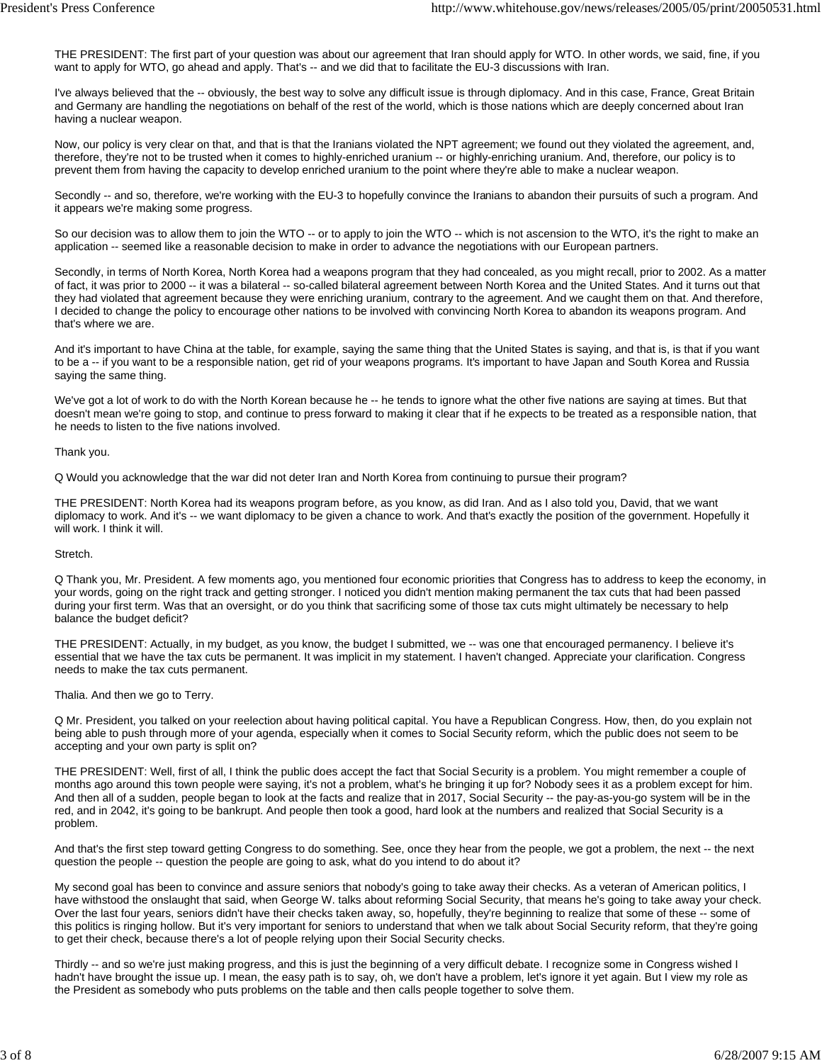THE PRESIDENT: The first part of your question was about our agreement that Iran should apply for WTO. In other words, we said, fine, if you want to apply for WTO, go ahead and apply. That's -- and we did that to facilitate the EU-3 discussions with Iran.

I've always believed that the -- obviously, the best way to solve any difficult issue is through diplomacy. And in this case, France, Great Britain and Germany are handling the negotiations on behalf of the rest of the world, which is those nations which are deeply concerned about Iran having a nuclear weapon.

Now, our policy is very clear on that, and that is that the Iranians violated the NPT agreement; we found out they violated the agreement, and, therefore, they're not to be trusted when it comes to highly-enriched uranium -- or highly-enriching uranium. And, therefore, our policy is to prevent them from having the capacity to develop enriched uranium to the point where they're able to make a nuclear weapon.

Secondly -- and so, therefore, we're working with the EU-3 to hopefully convince the Iranians to abandon their pursuits of such a program. And it appears we're making some progress.

So our decision was to allow them to join the WTO -- or to apply to join the WTO -- which is not ascension to the WTO, it's the right to make an application -- seemed like a reasonable decision to make in order to advance the negotiations with our European partners.

Secondly, in terms of North Korea, North Korea had a weapons program that they had concealed, as you might recall, prior to 2002. As a matter of fact, it was prior to 2000 -- it was a bilateral -- so-called bilateral agreement between North Korea and the United States. And it turns out that they had violated that agreement because they were enriching uranium, contrary to the agreement. And we caught them on that. And therefore, I decided to change the policy to encourage other nations to be involved with convincing North Korea to abandon its weapons program. And that's where we are.

And it's important to have China at the table, for example, saying the same thing that the United States is saying, and that is, is that if you want to be a -- if you want to be a responsible nation, get rid of your weapons programs. It's important to have Japan and South Korea and Russia saying the same thing.

We've got a lot of work to do with the North Korean because he -- he tends to ignore what the other five nations are saying at times. But that doesn't mean we're going to stop, and continue to press forward to making it clear that if he expects to be treated as a responsible nation, that he needs to listen to the five nations involved.

Thank you.

Q Would you acknowledge that the war did not deter Iran and North Korea from continuing to pursue their program?

THE PRESIDENT: North Korea had its weapons program before, as you know, as did Iran. And as I also told you, David, that we want diplomacy to work. And it's -- we want diplomacy to be given a chance to work. And that's exactly the position of the government. Hopefully it will work. I think it will.

Stretch.

Q Thank you, Mr. President. A few moments ago, you mentioned four economic priorities that Congress has to address to keep the economy, in your words, going on the right track and getting stronger. I noticed you didn't mention making permanent the tax cuts that had been passed during your first term. Was that an oversight, or do you think that sacrificing some of those tax cuts might ultimately be necessary to help balance the budget deficit?

THE PRESIDENT: Actually, in my budget, as you know, the budget I submitted, we -- was one that encouraged permanency. I believe it's essential that we have the tax cuts be permanent. It was implicit in my statement. I haven't changed. Appreciate your clarification. Congress needs to make the tax cuts permanent.

Thalia. And then we go to Terry.

Q Mr. President, you talked on your reelection about having political capital. You have a Republican Congress. How, then, do you explain not being able to push through more of your agenda, especially when it comes to Social Security reform, which the public does not seem to be accepting and your own party is split on?

THE PRESIDENT: Well, first of all, I think the public does accept the fact that Social Security is a problem. You might remember a couple of months ago around this town people were saying, it's not a problem, what's he bringing it up for? Nobody sees it as a problem except for him. And then all of a sudden, people began to look at the facts and realize that in 2017, Social Security -- the pay-as-you-go system will be in the red, and in 2042, it's going to be bankrupt. And people then took a good, hard look at the numbers and realized that Social Security is a problem.

And that's the first step toward getting Congress to do something. See, once they hear from the people, we got a problem, the next -- the next question the people -- question the people are going to ask, what do you intend to do about it?

My second goal has been to convince and assure seniors that nobody's going to take away their checks. As a veteran of American politics, I have withstood the onslaught that said, when George W. talks about reforming Social Security, that means he's going to take away your check. Over the last four years, seniors didn't have their checks taken away, so, hopefully, they're beginning to realize that some of these -- some of this politics is ringing hollow. But it's very important for seniors to understand that when we talk about Social Security reform, that they're going to get their check, because there's a lot of people relying upon their Social Security checks.

Thirdly -- and so we're just making progress, and this is just the beginning of a very difficult debate. I recognize some in Congress wished I hadn't have brought the issue up. I mean, the easy path is to say, oh, we don't have a problem, let's ignore it yet again. But I view my role as the President as somebody who puts problems on the table and then calls people together to solve them.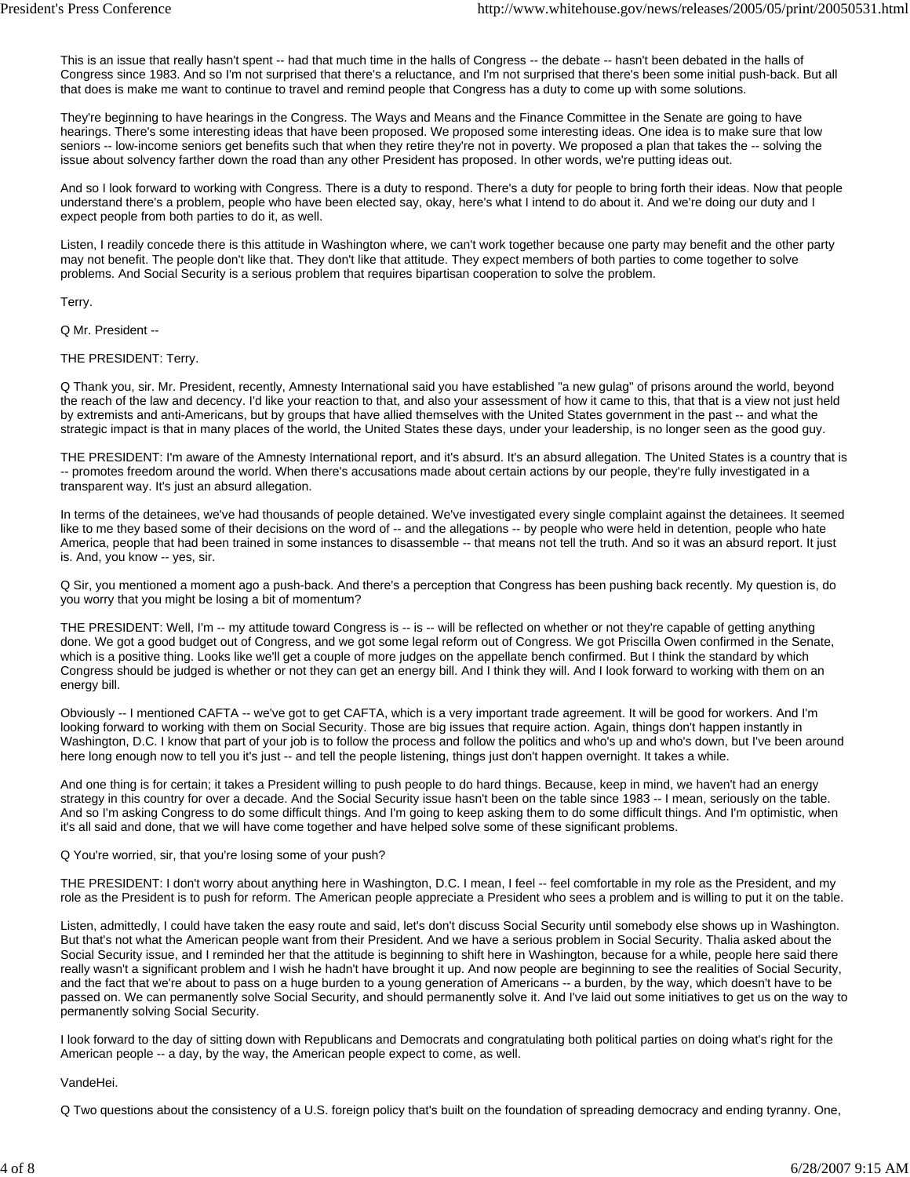This is an issue that really hasn't spent -- had that much time in the halls of Congress -- the debate -- hasn't been debated in the halls of Congress since 1983. And so I'm not surprised that there's a reluctance, and I'm not surprised that there's been some initial push-back. But all that does is make me want to continue to travel and remind people that Congress has a duty to come up with some solutions.

They're beginning to have hearings in the Congress. The Ways and Means and the Finance Committee in the Senate are going to have hearings. There's some interesting ideas that have been proposed. We proposed some interesting ideas. One idea is to make sure that low seniors -- low-income seniors get benefits such that when they retire they're not in poverty. We proposed a plan that takes the -- solving the issue about solvency farther down the road than any other President has proposed. In other words, we're putting ideas out.

And so I look forward to working with Congress. There is a duty to respond. There's a duty for people to bring forth their ideas. Now that people understand there's a problem, people who have been elected say, okay, here's what I intend to do about it. And we're doing our duty and I expect people from both parties to do it, as well.

Listen, I readily concede there is this attitude in Washington where, we can't work together because one party may benefit and the other party may not benefit. The people don't like that. They don't like that attitude. They expect members of both parties to come together to solve problems. And Social Security is a serious problem that requires bipartisan cooperation to solve the problem.

Terry.

Q Mr. President --

THE PRESIDENT: Terry.

Q Thank you, sir. Mr. President, recently, Amnesty International said you have established "a new gulag" of prisons around the world, beyond the reach of the law and decency. I'd like your reaction to that, and also your assessment of how it came to this, that that is a view not just held by extremists and anti-Americans, but by groups that have allied themselves with the United States government in the past -- and what the strategic impact is that in many places of the world, the United States these days, under your leadership, is no longer seen as the good guy.

THE PRESIDENT: I'm aware of the Amnesty International report, and it's absurd. It's an absurd allegation. The United States is a country that is -- promotes freedom around the world. When there's accusations made about certain actions by our people, they're fully investigated in a transparent way. It's just an absurd allegation.

In terms of the detainees, we've had thousands of people detained. We've investigated every single complaint against the detainees. It seemed like to me they based some of their decisions on the word of -- and the allegations -- by people who were held in detention, people who hate America, people that had been trained in some instances to disassemble -- that means not tell the truth. And so it was an absurd report. It just is. And, you know -- yes, sir.

Q Sir, you mentioned a moment ago a push-back. And there's a perception that Congress has been pushing back recently. My question is, do you worry that you might be losing a bit of momentum?

THE PRESIDENT: Well, I'm -- my attitude toward Congress is -- is -- will be reflected on whether or not they're capable of getting anything done. We got a good budget out of Congress, and we got some legal reform out of Congress. We got Priscilla Owen confirmed in the Senate, which is a positive thing. Looks like we'll get a couple of more judges on the appellate bench confirmed. But I think the standard by which Congress should be judged is whether or not they can get an energy bill. And I think they will. And I look forward to working with them on an energy bill.

Obviously -- I mentioned CAFTA -- we've got to get CAFTA, which is a very important trade agreement. It will be good for workers. And I'm looking forward to working with them on Social Security. Those are big issues that require action. Again, things don't happen instantly in Washington, D.C. I know that part of your job is to follow the process and follow the politics and who's up and who's down, but I've been around here long enough now to tell you it's just -- and tell the people listening, things just don't happen overnight. It takes a while.

And one thing is for certain; it takes a President willing to push people to do hard things. Because, keep in mind, we haven't had an energy strategy in this country for over a decade. And the Social Security issue hasn't been on the table since 1983 -- I mean, seriously on the table. And so I'm asking Congress to do some difficult things. And I'm going to keep asking them to do some difficult things. And I'm optimistic, when it's all said and done, that we will have come together and have helped solve some of these significant problems.

Q You're worried, sir, that you're losing some of your push?

THE PRESIDENT: I don't worry about anything here in Washington, D.C. I mean, I feel -- feel comfortable in my role as the President, and my role as the President is to push for reform. The American people appreciate a President who sees a problem and is willing to put it on the table.

Listen, admittedly, I could have taken the easy route and said, let's don't discuss Social Security until somebody else shows up in Washington. But that's not what the American people want from their President. And we have a serious problem in Social Security. Thalia asked about the Social Security issue, and I reminded her that the attitude is beginning to shift here in Washington, because for a while, people here said there really wasn't a significant problem and I wish he hadn't have brought it up. And now people are beginning to see the realities of Social Security, and the fact that we're about to pass on a huge burden to a young generation of Americans -- a burden, by the way, which doesn't have to be passed on. We can permanently solve Social Security, and should permanently solve it. And I've laid out some initiatives to get us on the way to permanently solving Social Security.

I look forward to the day of sitting down with Republicans and Democrats and congratulating both political parties on doing what's right for the American people -- a day, by the way, the American people expect to come, as well.

VandeHei.

Q Two questions about the consistency of a U.S. foreign policy that's built on the foundation of spreading democracy and ending tyranny. One,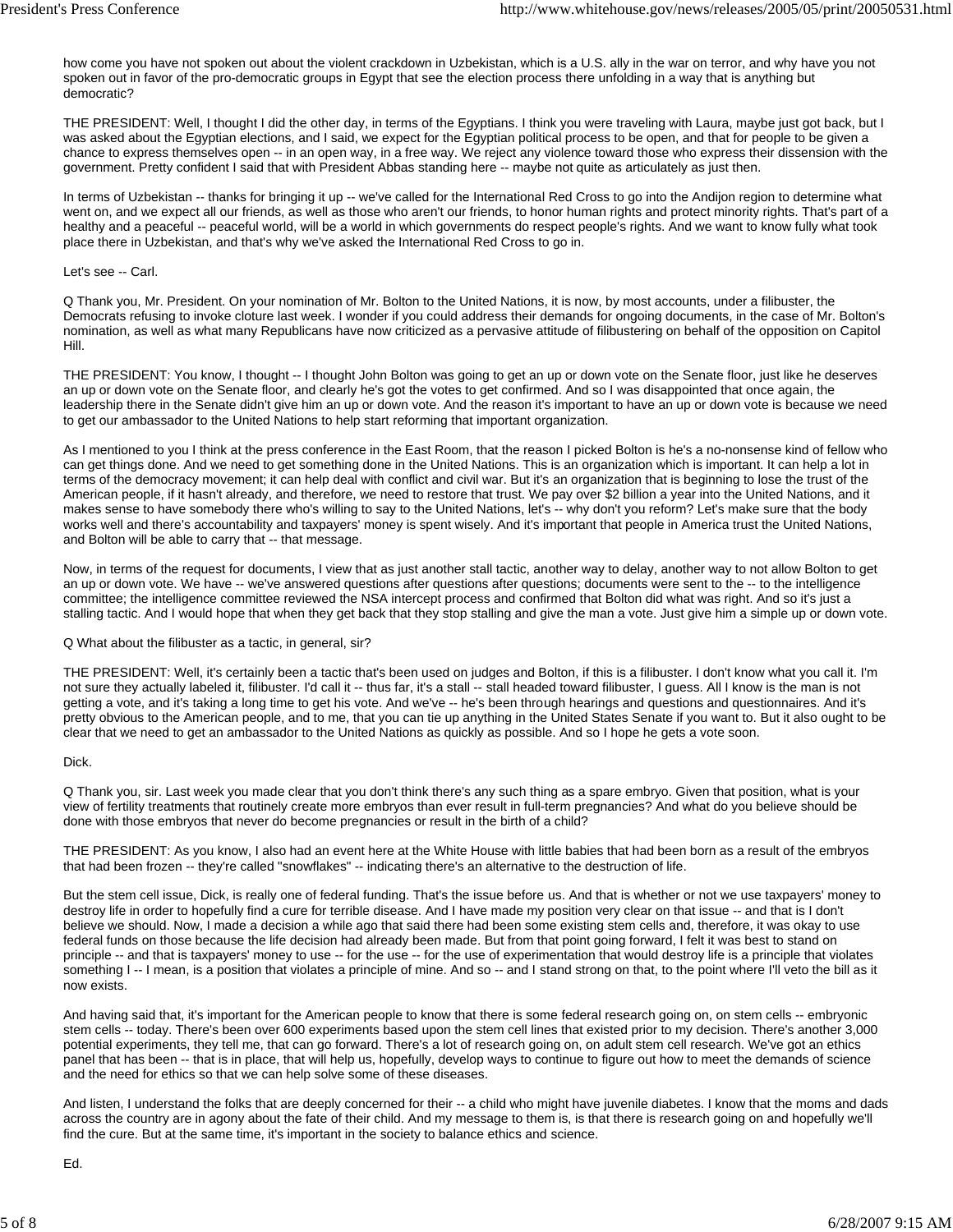how come you have not spoken out about the violent crackdown in Uzbekistan, which is a U.S. ally in the war on terror, and why have you not spoken out in favor of the pro-democratic groups in Egypt that see the election process there unfolding in a way that is anything but democratic?

THE PRESIDENT: Well, I thought I did the other day, in terms of the Egyptians. I think you were traveling with Laura, maybe just got back, but I was asked about the Egyptian elections, and I said, we expect for the Egyptian political process to be open, and that for people to be given a chance to express themselves open -- in an open way, in a free way. We reject any violence toward those who express their dissension with the government. Pretty confident I said that with President Abbas standing here -- maybe not quite as articulately as just then.

In terms of Uzbekistan -- thanks for bringing it up -- we've called for the International Red Cross to go into the Andijon region to determine what went on, and we expect all our friends, as well as those who aren't our friends, to honor human rights and protect minority rights. That's part of a healthy and a peaceful -- peaceful world, will be a world in which governments do respect people's rights. And we want to know fully what took place there in Uzbekistan, and that's why we've asked the International Red Cross to go in.

Let's see -- Carl.

Q Thank you, Mr. President. On your nomination of Mr. Bolton to the United Nations, it is now, by most accounts, under a filibuster, the Democrats refusing to invoke cloture last week. I wonder if you could address their demands for ongoing documents, in the case of Mr. Bolton's nomination, as well as what many Republicans have now criticized as a pervasive attitude of filibustering on behalf of the opposition on Capitol Hill.

THE PRESIDENT: You know, I thought -- I thought John Bolton was going to get an up or down vote on the Senate floor, just like he deserves an up or down vote on the Senate floor, and clearly he's got the votes to get confirmed. And so I was disappointed that once again, the leadership there in the Senate didn't give him an up or down vote. And the reason it's important to have an up or down vote is because we need to get our ambassador to the United Nations to help start reforming that important organization.

As I mentioned to you I think at the press conference in the East Room, that the reason I picked Bolton is he's a no-nonsense kind of fellow who can get things done. And we need to get something done in the United Nations. This is an organization which is important. It can help a lot in terms of the democracy movement; it can help deal with conflict and civil war. But it's an organization that is beginning to lose the trust of the American people, if it hasn't already, and therefore, we need to restore that trust. We pay over $2 billion a year into the United Nations, and it makes sense to have somebody there who's willing to say to the United Nations, let's -- why don't you reform? Let's make sure that the body works well and there's accountability and taxpayers' money is spent wisely. And it's important that people in America trust the United Nations, and Bolton will be able to carry that -- that message.

Now, in terms of the request for documents, I view that as just another stall tactic, another way to delay, another way to not allow Bolton to get an up or down vote. We have -- we've answered questions after questions after questions; documents were sent to the -- to the intelligence committee; the intelligence committee reviewed the NSA intercept process and confirmed that Bolton did what was right. And so it's just a stalling tactic. And I would hope that when they get back that they stop stalling and give the man a vote. Just give him a simple up or down vote.

Q What about the filibuster as a tactic, in general, sir?

THE PRESIDENT: Well, it's certainly been a tactic that's been used on judges and Bolton, if this is a filibuster. I don't know what you call it. I'm not sure they actually labeled it, filibuster. I'd call it -- thus far, it's a stall -- stall headed toward filibuster, I guess. All I know is the man is not getting a vote, and it's taking a long time to get his vote. And we've -- he's been through hearings and questions and questionnaires. And it's pretty obvious to the American people, and to me, that you can tie up anything in the United States Senate if you want to. But it also ought to be clear that we need to get an ambassador to the United Nations as quickly as possible. And so I hope he gets a vote soon.

Dick.

Q Thank you, sir. Last week you made clear that you don't think there's any such thing as a spare embryo. Given that position, what is your view of fertility treatments that routinely create more embryos than ever result in full-term pregnancies? And what do you believe should be done with those embryos that never do become pregnancies or result in the birth of a child?

THE PRESIDENT: As you know, I also had an event here at the White House with little babies that had been born as a result of the embryos that had been frozen -- they're called "snowflakes" -- indicating there's an alternative to the destruction of life.

But the stem cell issue, Dick, is really one of federal funding. That's the issue before us. And that is whether or not we use taxpayers' money to destroy life in order to hopefully find a cure for terrible disease. And I have made my position very clear on that issue -- and that is I don't believe we should. Now, I made a decision a while ago that said there had been some existing stem cells and, therefore, it was okay to use federal funds on those because the life decision had already been made. But from that point going forward, I felt it was best to stand on principle -- and that is taxpayers' money to use -- for the use -- for the use of experimentation that would destroy life is a principle that violates something I -- I mean, is a position that violates a principle of mine. And so -- and I stand strong on that, to the point where I'll veto the bill as it now exists.

And having said that, it's important for the American people to know that there is some federal research going on, on stem cells -- embryonic stem cells -- today. There's been over 600 experiments based upon the stem cell lines that existed prior to my decision. There's another 3,000 potential experiments, they tell me, that can go forward. There's a lot of research going on, on adult stem cell research. We've got an ethics panel that has been -- that is in place, that will help us, hopefully, develop ways to continue to figure out how to meet the demands of science and the need for ethics so that we can help solve some of these diseases.

And listen, I understand the folks that are deeply concerned for their -- a child who might have juvenile diabetes. I know that the moms and dads across the country are in agony about the fate of their child. And my message to them is, is that there is research going on and hopefully we'll find the cure. But at the same time, it's important in the society to balance ethics and science.

Ed.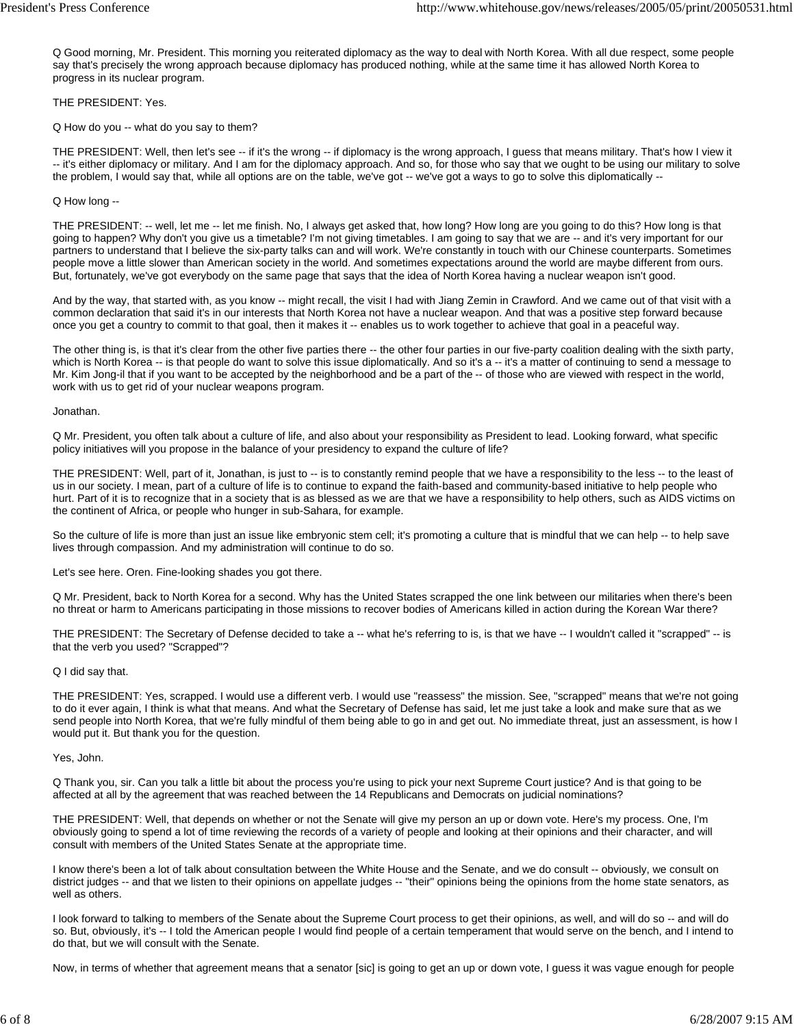Q Good morning, Mr. President. This morning you reiterated diplomacy as the way to deal with North Korea. With all due respect, some people say that's precisely the wrong approach because diplomacy has produced nothing, while at the same time it has allowed North Korea to progress in its nuclear program.

THE PRESIDENT: Yes.

Q How do you -- what do you say to them?

THE PRESIDENT: Well, then let's see -- if it's the wrong -- if diplomacy is the wrong approach, I guess that means military. That's how I view it -- it's either diplomacy or military. And I am for the diplomacy approach. And so, for those who say that we ought to be using our military to solve the problem, I would say that, while all options are on the table, we've got -- we've got a ways to go to solve this diplomatically --

Q How long --

THE PRESIDENT: -- well, let me -- let me finish. No, I always get asked that, how long? How long are you going to do this? How long is that going to happen? Why don't you give us a timetable? I'm not giving timetables. I am going to say that we are -- and it's very important for our partners to understand that I believe the six-party talks can and will work. We're constantly in touch with our Chinese counterparts. Sometimes people move a little slower than American society in the world. And sometimes expectations around the world are maybe different from ours. But, fortunately, we've got everybody on the same page that says that the idea of North Korea having a nuclear weapon isn't good.

And by the way, that started with, as you know -- might recall, the visit I had with Jiang Zemin in Crawford. And we came out of that visit with a common declaration that said it's in our interests that North Korea not have a nuclear weapon. And that was a positive step forward because once you get a country to commit to that goal, then it makes it -- enables us to work together to achieve that goal in a peaceful way.

The other thing is, is that it's clear from the other five parties there -- the other four parties in our five-party coalition dealing with the sixth party, which is North Korea -- is that people do want to solve this issue diplomatically. And so it's a -- it's a matter of continuing to send a message to Mr. Kim Jong-il that if you want to be accepted by the neighborhood and be a part of the -- of those who are viewed with respect in the world, work with us to get rid of your nuclear weapons program.

Jonathan.

Q Mr. President, you often talk about a culture of life, and also about your responsibility as President to lead. Looking forward, what specific policy initiatives will you propose in the balance of your presidency to expand the culture of life?

THE PRESIDENT: Well, part of it, Jonathan, is just to -- is to constantly remind people that we have a responsibility to the less -- to the least of us in our society. I mean, part of a culture of life is to continue to expand the faith-based and community-based initiative to help people who hurt. Part of it is to recognize that in a society that is as blessed as we are that we have a responsibility to help others, such as AIDS victims on the continent of Africa, or people who hunger in sub-Sahara, for example.

So the culture of life is more than just an issue like embryonic stem cell; it's promoting a culture that is mindful that we can help -- to help save lives through compassion. And my administration will continue to do so.

Let's see here. Oren. Fine-looking shades you got there.

Q Mr. President, back to North Korea for a second. Why has the United States scrapped the one link between our militaries when there's been no threat or harm to Americans participating in those missions to recover bodies of Americans killed in action during the Korean War there?

THE PRESIDENT: The Secretary of Defense decided to take a -- what he's referring to is, is that we have -- I wouldn't called it "scrapped" -- is that the verb you used? "Scrapped"?

Q I did say that.

THE PRESIDENT: Yes, scrapped. I would use a different verb. I would use "reassess" the mission. See, "scrapped" means that we're not going to do it ever again, I think is what that means. And what the Secretary of Defense has said, let me just take a look and make sure that as we send people into North Korea, that we're fully mindful of them being able to go in and get out. No immediate threat, just an assessment, is how I would put it. But thank you for the question.

Yes, John.

Q Thank you, sir. Can you talk a little bit about the process you're using to pick your next Supreme Court justice? And is that going to be affected at all by the agreement that was reached between the 14 Republicans and Democrats on judicial nominations?

THE PRESIDENT: Well, that depends on whether or not the Senate will give my person an up or down vote. Here's my process. One, I'm obviously going to spend a lot of time reviewing the records of a variety of people and looking at their opinions and their character, and will consult with members of the United States Senate at the appropriate time.

I know there's been a lot of talk about consultation between the White House and the Senate, and we do consult -- obviously, we consult on district judges -- and that we listen to their opinions on appellate judges -- "their" opinions being the opinions from the home state senators, as well as others.

I look forward to talking to members of the Senate about the Supreme Court process to get their opinions, as well, and will do so -- and will do so. But, obviously, it's -- I told the American people I would find people of a certain temperament that would serve on the bench, and I intend to do that, but we will consult with the Senate.

Now, in terms of whether that agreement means that a senator [sic] is going to get an up or down vote, I guess it was vague enough for people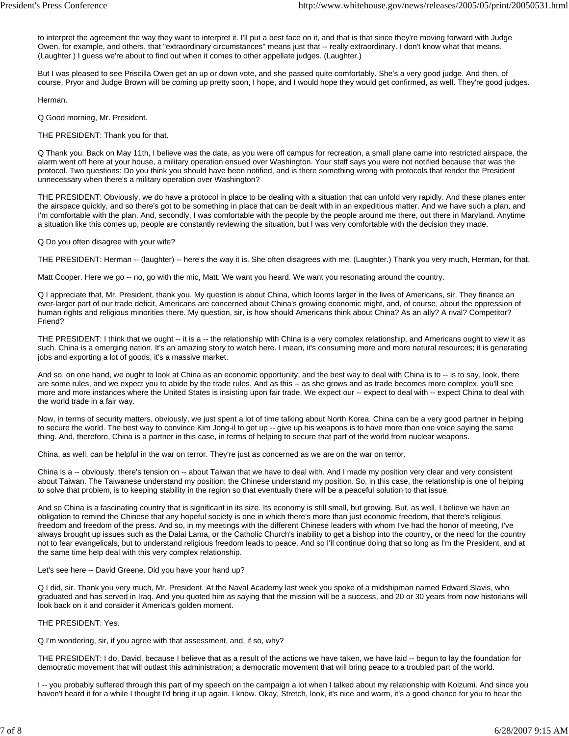to interpret the agreement the way they want to interpret it. I'll put a best face on it, and that is that since they're moving forward with Judge Owen, for example, and others, that "extraordinary circumstances" means just that -- really extraordinary. I don't know what that means. (Laughter.) I guess we're about to find out when it comes to other appellate judges. (Laughter.)

But I was pleased to see Priscilla Owen get an up or down vote, and she passed quite comfortably. She's a very good judge. And then, of course, Pryor and Judge Brown will be coming up pretty soon, I hope, and I would hope they would get confirmed, as well. They're good judges.

Herman.

Q Good morning, Mr. President.

THE PRESIDENT: Thank you for that.

Q Thank you. Back on May 11th, I believe was the date, as you were off campus for recreation, a small plane came into restricted airspace, the alarm went off here at your house, a military operation ensued over Washington. Your staff says you were not notified because that was the protocol. Two questions: Do you think you should have been notified, and is there something wrong with protocols that render the President unnecessary when there's a military operation over Washington?

THE PRESIDENT: Obviously, we do have a protocol in place to be dealing with a situation that can unfold very rapidly. And these planes enter the airspace quickly, and so there's got to be something in place that can be dealt with in an expeditious matter. And we have such a plan, and I'm comfortable with the plan. And, secondly, I was comfortable with the people by the people around me there, out there in Maryland. Anytime a situation like this comes up, people are constantly reviewing the situation, but I was very comfortable with the decision they made.

Q Do you often disagree with your wife?

THE PRESIDENT: Herman -- (laughter) -- here's the way it is. She often disagrees with me. (Laughter.) Thank you very much, Herman, for that.

Matt Cooper. Here we go -- no, go with the mic, Matt. We want you heard. We want you resonating around the country.

Q I appreciate that, Mr. President, thank you. My question is about China, which looms larger in the lives of Americans, sir. They finance an ever-larger part of our trade deficit, Americans are concerned about China's growing economic might, and, of course, about the oppression of human rights and religious minorities there. My question, sir, is how should Americans think about China? As an ally? A rival? Competitor? Friend?

THE PRESIDENT: I think that we ought -- it is a -- the relationship with China is a very complex relationship, and Americans ought to view it as such. China is a emerging nation. It's an amazing story to watch here. I mean, it's consuming more and more natural resources; it is generating jobs and exporting a lot of goods; it's a massive market.

And so, on one hand, we ought to look at China as an economic opportunity, and the best way to deal with China is to -- is to say, look, there are some rules, and we expect you to abide by the trade rules. And as this -- as she grows and as trade becomes more complex, you'll see more and more instances where the United States is insisting upon fair trade. We expect our -- expect to deal with -- expect China to deal with the world trade in a fair way.

Now, in terms of security matters, obviously, we just spent a lot of time talking about North Korea. China can be a very good partner in helping to secure the world. The best way to convince Kim Jong-il to get up -- give up his weapons is to have more than one voice saying the same thing. And, therefore, China is a partner in this case, in terms of helping to secure that part of the world from nuclear weapons.

China, as well, can be helpful in the war on terror. They're just as concerned as we are on the war on terror.

China is a -- obviously, there's tension on -- about Taiwan that we have to deal with. And I made my position very clear and very consistent about Taiwan. The Taiwanese understand my position; the Chinese understand my position. So, in this case, the relationship is one of helping to solve that problem, is to keeping stability in the region so that eventually there will be a peaceful solution to that issue.

And so China is a fascinating country that is significant in its size. Its economy is still small, but growing. But, as well, I believe we have an obligation to remind the Chinese that any hopeful society is one in which there's more than just economic freedom, that there's religious freedom and freedom of the press. And so, in my meetings with the different Chinese leaders with whom I've had the honor of meeting, I've always brought up issues such as the Dalai Lama, or the Catholic Church's inability to get a bishop into the country, or the need for the country not to fear evangelicals, but to understand religious freedom leads to peace. And so I'll continue doing that so long as I'm the President, and at the same time help deal with this very complex relationship.

Let's see here -- David Greene. Did you have your hand up?

Q I did, sir. Thank you very much, Mr. President. At the Naval Academy last week you spoke of a midshipman named Edward Slavis, who graduated and has served in Iraq. And you quoted him as saying that the mission will be a success, and 20 or 30 years from now historians will look back on it and consider it America's golden moment.

THE PRESIDENT: Yes.

Q I'm wondering, sir, if you agree with that assessment, and, if so, why?

THE PRESIDENT: I do, David, because I believe that as a result of the actions we have taken, we have laid -- begun to lay the foundation for democratic movement that will outlast this administration; a democratic movement that will bring peace to a troubled part of the world.

I -- you probably suffered through this part of my speech on the campaign a lot when I talked about my relationship with Koizumi. And since you haven't heard it for a while I thought I'd bring it up again. I know. Okay, Stretch, look, it's nice and warm, it's a good chance for you to hear the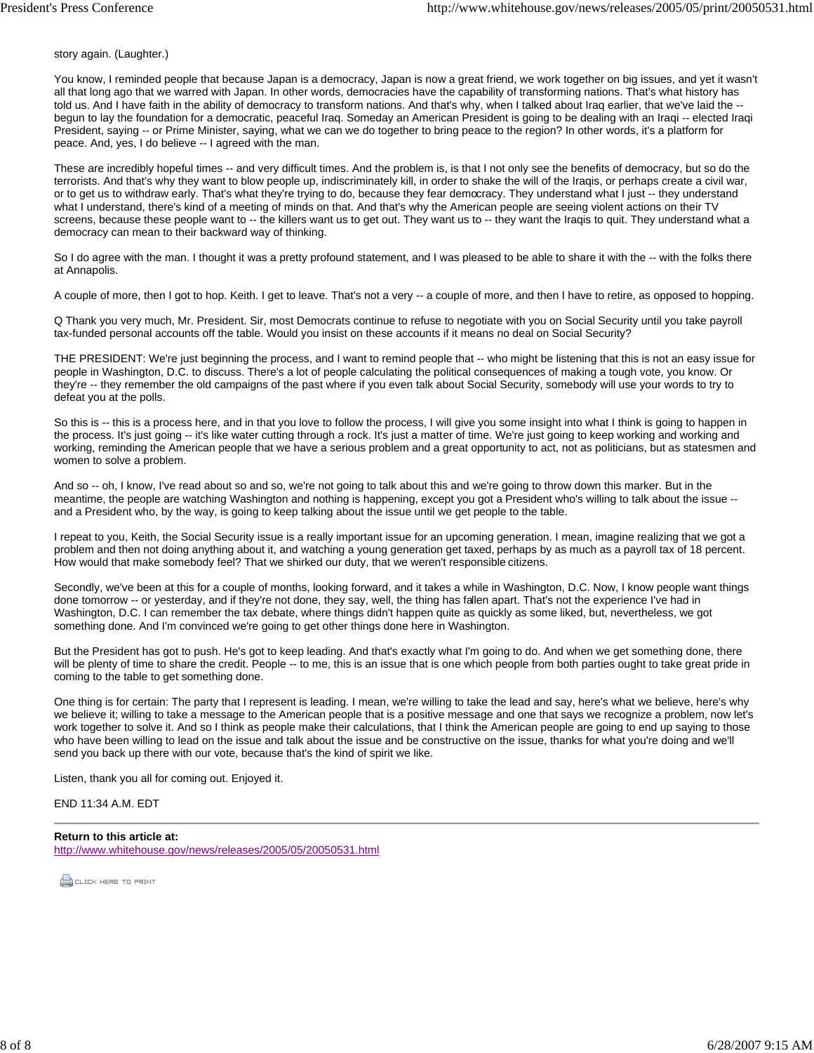story again. (Laughter.)

You know, I reminded people that because Japan is a democracy, Japan is now a great friend, we work together on big issues, and yet it wasn't all that long ago that we warred with Japan. In other words, democracies have the capability of transforming nations. That's what history has told us. And I have faith in the ability of democracy to transform nations. And that's why, when I talked about Iraq earlier, that we've laid the -- begun to lay the foundation for a democratic, peaceful Iraq. Someday an American President is going to be dealing with an Iraqi -- elected Iraqi President, saying -- or Prime Minister, saying, what we can we do together to bring peace to the region? In other words, it's a platform for peace. And, yes, I do believe -- I agreed with the man.

These are incredibly hopeful times -- and very difficult times. And the problem is, is that I not only see the benefits of democracy, but so do the terrorists. And that's why they want to blow people up, indiscriminately kill, in order to shake the will of the Iraqis, or perhaps create a civil war, or to get us to withdraw early. That's what they're trying to do, because they fear democracy. They understand what I just -- they understand what I understand, there's kind of a meeting of minds on that. And that's why the American people are seeing violent actions on their TV screens, because these people want to -- the killers want us to get out. They want us to -- they want the Iraqis to quit. They understand what a democracy can mean to their backward way of thinking.

So I do agree with the man. I thought it was a pretty profound statement, and I was pleased to be able to share it with the -- with the folks there at Annapolis.

A couple of more, then I got to hop. Keith. I get to leave. That's not a very -- a couple of more, and then I have to retire, as opposed to hopping.

Q Thank you very much, Mr. President. Sir, most Democrats continue to refuse to negotiate with you on Social Security until you take payroll tax-funded personal accounts off the table. Would you insist on these accounts if it means no deal on Social Security?

THE PRESIDENT: We're just beginning the process, and I want to remind people that -- who might be listening that this is not an easy issue for people in Washington, D.C. to discuss. There's a lot of people calculating the political consequences of making a tough vote, you know. Or they're -- they remember the old campaigns of the past where if you even talk about Social Security, somebody will use your words to try to defeat you at the polls.

So this is -- this is a process here, and in that you love to follow the process, I will give you some insight into what I think is going to happen in the process. It's just going -- it's like water cutting through a rock. It's just a matter of time. We're just going to keep working and working and working, reminding the American people that we have a serious problem and a great opportunity to act, not as politicians, but as statesmen and women to solve a problem.

And so -- oh, I know, I've read about so and so, we're not going to talk about this and we're going to throw down this marker. But in the meantime, the people are watching Washington and nothing is happening, except you got a President who's willing to talk about the issue -- and a President who, by the way, is going to keep talking about the issue until we get people to the table.

I repeat to you, Keith, the Social Security issue is a really important issue for an upcoming generation. I mean, imagine realizing that we got a problem and then not doing anything about it, and watching a young generation get taxed, perhaps by as much as a payroll tax of 18 percent. How would that make somebody feel? That we shirked our duty, that we weren't responsible citizens.

Secondly, we've been at this for a couple of months, looking forward, and it takes a while in Washington, D.C. Now, I know people want things done tomorrow -- or yesterday, and if they're not done, they say, well, the thing has fallen apart. That's not the experience I've had in Washington, D.C. I can remember the tax debate, where things didn't happen quite as quickly as some liked, but, nevertheless, we got something done. And I'm convinced we're going to get other things done here in Washington.

But the President has got to push. He's got to keep leading. And that's exactly what I'm going to do. And when we get something done, there will be plenty of time to share the credit. People -- to me, this is an issue that is one which people from both parties ought to take great pride in coming to the table to get something done.

One thing is for certain: The party that I represent is leading. I mean, we're willing to take the lead and say, here's what we believe, here's why we believe it; willing to take a message to the American people that is a positive message and one that says we recognize a problem, now let's work together to solve it. And so I think as people make their calculations, that I think the American people are going to end up saying to those who have been willing to lead on the issue and talk about the issue and be constructive on the issue, thanks for what you're doing and we'll send you back up there with our vote, because that's the kind of spirit we like.

Listen, thank you all for coming out. Enjoyed it.

END 11:34 A.M. EDT

---

**Return to this article at:**
http://www.whitehouse.gov/news/releases/2005/05/20050531.html

CLICK HERE TO PRINT